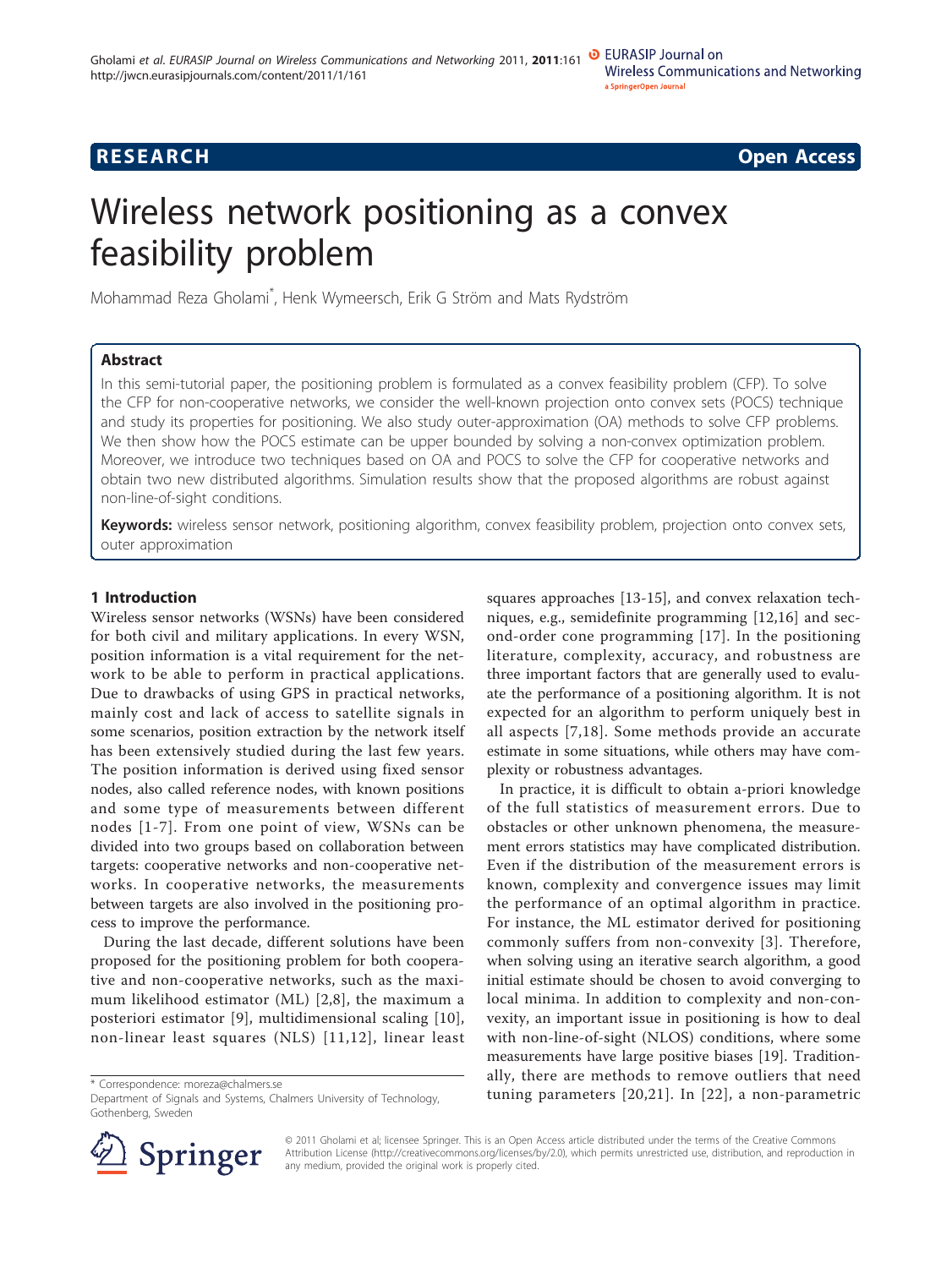RESEARCH Open Access

# Wireless network positioning as a convex feasibility problem

Mohammad Reza Gholami*, Henk Wymeersch, Erik G Ström and Mats Rydström

## Abstract

In this semi-tutorial paper, the positioning problem is formulated as a convex feasibility problem (CFP). To solve the CFP for non-cooperative networks, we consider the well-known projection onto convex sets (POCS) technique and study its properties for positioning. We also study outer-approximation (OA) methods to solve CFP problems. We then show how the POCS estimate can be upper bounded by solving a non-convex optimization problem. Moreover, we introduce two techniques based on OA and POCS to solve the CFP for cooperative networks and obtain two new distributed algorithms. Simulation results show that the proposed algorithms are robust against non-line-of-sight conditions.

**Keywords:** wireless sensor network, positioning algorithm, convex feasibility problem, projection onto convex sets, outer approximation

## 1 Introduction

Wireless sensor networks (WSNs) have been considered for both civil and military applications. In every WSN, position information is a vital requirement for the network to be able to perform in practical applications. Due to drawbacks of using GPS in practical networks, mainly cost and lack of access to satellite signals in some scenarios, position extraction by the network itself has been extensively studied during the last few years. The position information is derived using fixed sensor nodes, also called reference nodes, with known positions and some type of measurements between different nodes [1-7]. From one point of view, WSNs can be divided into two groups based on collaboration between targets: cooperative networks and non-cooperative networks. In cooperative networks, the measurements between targets are also involved in the positioning process to improve the performance.

During the last decade, different solutions have been proposed for the positioning problem for both cooperative and non-cooperative networks, such as the maximum likelihood estimator (ML) [2,8], the maximum a posteriori estimator [9], multidimensional scaling [10], non-linear least squares (NLS) [11,12], linear least squares approaches [13-15], and convex relaxation techniques, e.g., semidefinite programming [12,16] and second-order cone programming [17]. In the positioning literature, complexity, accuracy, and robustness are three important factors that are generally used to evaluate the performance of a positioning algorithm. It is not expected for an algorithm to perform uniquely best in all aspects [7,18]. Some methods provide an accurate estimate in some situations, while others may have complexity or robustness advantages.

In practice, it is difficult to obtain a-priori knowledge of the full statistics of measurement errors. Due to obstacles or other unknown phenomena, the measurement errors statistics may have complicated distribution. Even if the distribution of the measurement errors is known, complexity and convergence issues may limit the performance of an optimal algorithm in practice. For instance, the ML estimator derived for positioning commonly suffers from non-convexity [3]. Therefore, when solving using an iterative search algorithm, a good initial estimate should be chosen to avoid converging to local minima. In addition to complexity and non-convexity, an important issue in positioning is how to deal with non-line-of-sight (NLOS) conditions, where some measurements have large positive biases [19]. Traditionally, there are methods to remove outliers that need tuning parameters [20,21]. In [22], a non-parametric

\* Correspondence: moreza@chalmers.se
Department of Signals and Systems, Chalmers University of Technology, Gothenberg, Sweden

© 2011 Gholami et al; licensee Springer. This is an Open Access article distributed under the terms of the Creative Commons Attribution License (http://creativecommons.org/licenses/by/2.0), which permits unrestricted use, distribution, and reproduction in any medium, provided the original work is properly cited.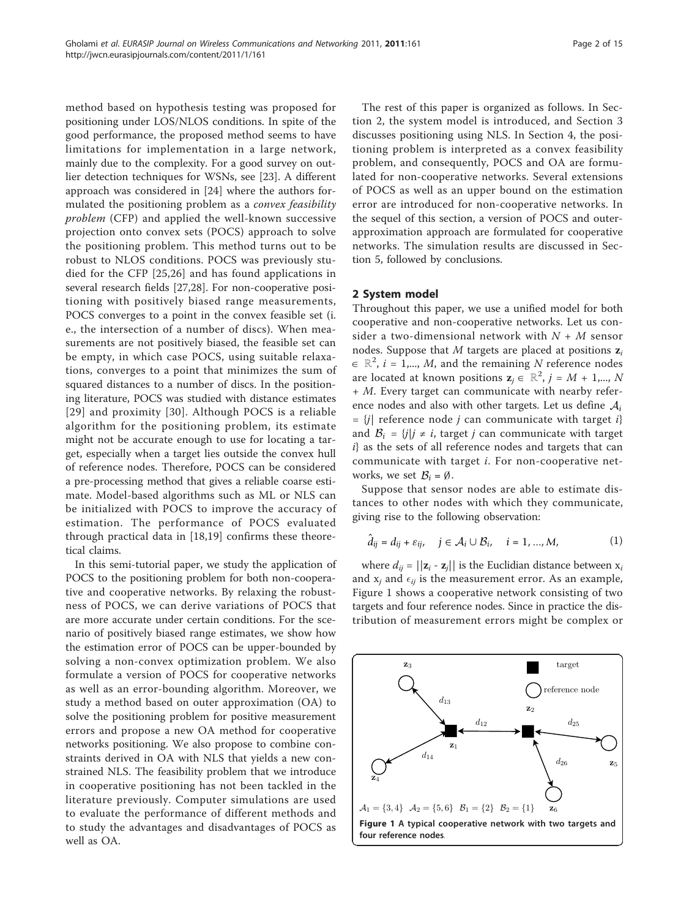method based on hypothesis testing was proposed for positioning under LOS/NLOS conditions. In spite of the good performance, the proposed method seems to have limitations for implementation in a large network, mainly due to the complexity. For a good survey on outlier detection techniques for WSNs, see [23]. A different approach was considered in [24] where the authors formulated the positioning problem as a *convex feasibility problem* (CFP) and applied the well-known successive projection onto convex sets (POCS) approach to solve the positioning problem. This method turns out to be robust to NLOS conditions. POCS was previously studied for the CFP [25,26] and has found applications in several research fields [27,28]. For non-cooperative positioning with positively biased range measurements, POCS converges to a point in the convex feasible set (i.e., the intersection of a number of discs). When measurements are not positively biased, the feasible set can be empty, in which case POCS, using suitable relaxations, converges to a point that minimizes the sum of squared distances to a number of discs. In the positioning literature, POCS was studied with distance estimates [29] and proximity [30]. Although POCS is a reliable algorithm for the positioning problem, its estimate might not be accurate enough to use for locating a target, especially when a target lies outside the convex hull of reference nodes. Therefore, POCS can be considered a pre-processing method that gives a reliable coarse estimate. Model-based algorithms such as ML or NLS can be initialized with POCS to improve the accuracy of estimation. The performance of POCS evaluated through practical data in [18,19] confirms these theoretical claims.

In this semi-tutorial paper, we study the application of POCS to the positioning problem for both non-cooperative and cooperative networks. By relaxing the robustness of POCS, we can derive variations of POCS that are more accurate under certain conditions. For the scenario of positively biased range estimates, we show how the estimation error of POCS can be upper-bounded by solving a non-convex optimization problem. We also formulate a version of POCS for cooperative networks as well as an error-bounding algorithm. Moreover, we study a method based on outer approximation (OA) to solve the positioning problem for positive measurement errors and propose a new OA method for cooperative networks positioning. We also propose to combine constraints derived in OA with NLS that yields a new constrained NLS. The feasibility problem that we introduce in cooperative positioning has not been tackled in the literature previously. Computer simulations are used to evaluate the performance of different methods and to study the advantages and disadvantages of POCS as well as OA.

The rest of this paper is organized as follows. In Section 2, the system model is introduced, and Section 3 discusses positioning using NLS. In Section 4, the positioning problem is interpreted as a convex feasibility problem, and consequently, POCS and OA are formulated for non-cooperative networks. Several extensions of POCS as well as an upper bound on the estimation error are introduced for non-cooperative networks. In the sequel of this section, a version of POCS and outer-approximation approach are formulated for cooperative networks. The simulation results are discussed in Section 5, followed by conclusions.

## 2 System model

Throughout this paper, we use a unified model for both cooperative and non-cooperative networks. Let us consider a two-dimensional network with $N + M$ sensor nodes. Suppose that $M$ targets are placed at positions $\mathbf{z}_i \in \mathbb{R}^2$, $i = 1,..., M$, and the remaining $N$ reference nodes are located at known positions $\mathbf{z}_j \in \mathbb{R}^2$, $j = M + 1,..., N + M$. Every target can communicate with nearby reference nodes and also with other targets. Let us define $\mathcal{A}_i = \{j|$ reference node $j$ can communicate with target $i\}$ and $\mathcal{B}_i = \{j|j \neq i$, target $j$ can communicate with target $i\}$ as the sets of all reference nodes and targets that can communicate with target $i$. For non-cooperative networks, we set $\mathcal{B}_i = \emptyset$.

Suppose that sensor nodes are able to estimate distances to other nodes with which they communicate, giving rise to the following observation:

$$\hat{d}_{ij} = d_{ij} + \varepsilon_{ij}, \quad j \in \mathcal{A}_i \cup \mathcal{B}_i, \quad i = 1, ..., M, \tag{1}$$

where $d_{ij} = ||\mathbf{z}_i - \mathbf{z}_j||$ is the Euclidian distance between $\mathrm{x}_i$ and $\mathrm{x}_j$ and $\epsilon_{ij}$ is the measurement error. As an example, Figure 1 shows a cooperative network consisting of two targets and four reference nodes. Since in practice the distribution of measurement errors might be complex or

$\mathcal{A}_1 = \{3, 4\}$ $\mathcal{A}_2 = \{5, 6\}$ $\mathcal{B}_1 = \{2\}$ $\mathcal{B}_2 = \{1\}$

**Figure 1 A typical cooperative network with two targets and four reference nodes.**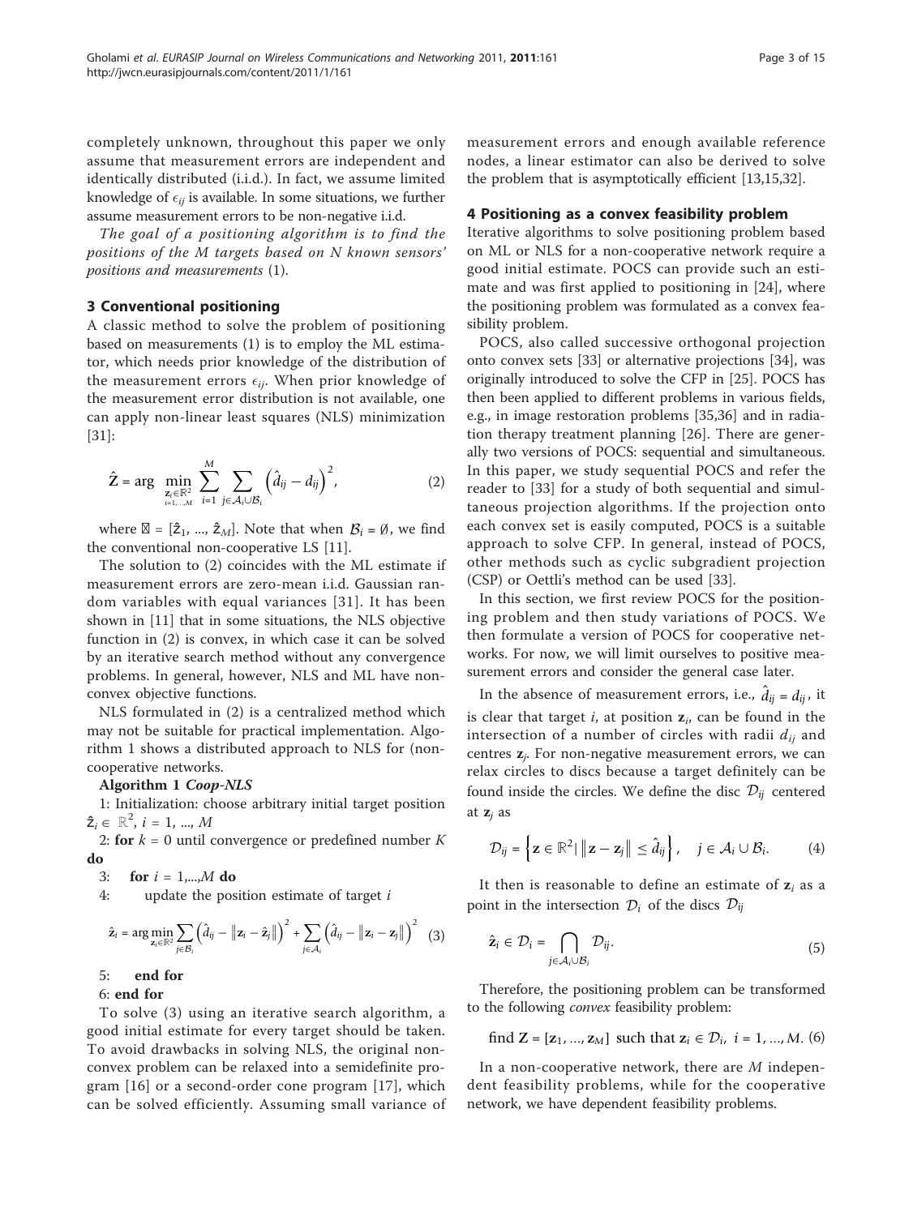completely unknown, throughout this paper we only assume that measurement errors are independent and identically distributed (i.i.d.). In fact, we assume limited knowledge of $\epsilon_{ij}$ is available. In some situations, we further assume measurement errors to be non-negative i.i.d.

*The goal of a positioning algorithm is to find the positions of the M targets based on N known sensors' positions and measurements* (1).

## 3 Conventional positioning

A classic method to solve the problem of positioning based on measurements (1) is to employ the ML estimator, which needs prior knowledge of the distribution of the measurement errors $\epsilon_{ij}$. When prior knowledge of the measurement error distribution is not available, one can apply non-linear least squares (NLS) minimization [31]:

$$\hat{\mathbf{Z}} = \arg \min_{\substack{\mathbf{z}_i \in \mathbb{R}^2 \\ i=1,\ldots,M}} \sum_{i=1}^{M} \sum_{j \in \mathcal{A}_i \cup \mathcal{B}_i} \left( \hat{d}_{ij} - d_{ij} \right)^2, \tag{2}$$

where $\hat{\mathbf{Z}} = [\hat{\mathbf{z}}_1, ..., \hat{\mathbf{z}}_M]$. Note that when $\mathcal{B}_i = \emptyset$, we find the conventional non-cooperative LS [11].

The solution to (2) coincides with the ML estimate if measurement errors are zero-mean i.i.d. Gaussian random variables with equal variances [31]. It has been shown in [11] that in some situations, the NLS objective function in (2) is convex, in which case it can be solved by an iterative search method without any convergence problems. In general, however, NLS and ML have non-convex objective functions.

NLS formulated in (2) is a centralized method which may not be suitable for practical implementation. Algorithm 1 shows a distributed approach to NLS for (non-cooperative networks.

**Algorithm 1** ***Coop-NLS***

1: Initialization: choose arbitrary initial target position $\hat{\mathbf{z}}_i \in \mathbb{R}^2$, $i = 1, ..., M$

2: **for** $k = 0$ until convergence or predefined number $K$ **do**

3: **for** $i = 1,...,M$ **do**

4: update the position estimate of target $i$

$$\hat{\mathbf{z}}_i = \arg \min_{\mathbf{z}_i \in \mathbb{R}^2} \sum_{j \in \mathcal{B}_i} \left( \hat{d}_{ij} - \left\| \mathbf{z}_i - \hat{\mathbf{z}}_j \right\| \right)^2 + \sum_{j \in \mathcal{A}_i} \left( \hat{d}_{ij} - \left\| \mathbf{z}_i - \mathbf{z}_j \right\| \right)^2 \tag{3}$$

5: **end for**

6: **end for**

To solve (3) using an iterative search algorithm, a good initial estimate for every target should be taken. To avoid drawbacks in solving NLS, the original non-convex problem can be relaxed into a semidefinite program [16] or a second-order cone program [17], which can be solved efficiently. Assuming small variance of measurement errors and enough available reference nodes, a linear estimator can also be derived to solve the problem that is asymptotically efficient [13,15,32].

## 4 Positioning as a convex feasibility problem

Iterative algorithms to solve positioning problem based on ML or NLS for a non-cooperative network require a good initial estimate. POCS can provide such an estimate and was first applied to positioning in [24], where the positioning problem was formulated as a convex feasibility problem.

POCS, also called successive orthogonal projection onto convex sets [33] or alternative projections [34], was originally introduced to solve the CFP in [25]. POCS has then been applied to different problems in various fields, e.g., in image restoration problems [35,36] and in radiation therapy treatment planning [26]. There are generally two versions of POCS: sequential and simultaneous. In this paper, we study sequential POCS and refer the reader to [33] for a study of both sequential and simultaneous projection algorithms. If the projection onto each convex set is easily computed, POCS is a suitable approach to solve CFP. In general, instead of POCS, other methods such as cyclic subgradient projection (CSP) or Oettli's method can be used [33].

In this section, we first review POCS for the positioning problem and then study variations of POCS. We then formulate a version of POCS for cooperative networks. For now, we will limit ourselves to positive measurement errors and consider the general case later.

In the absence of measurement errors, i.e., $\hat{d}_{ij} = d_{ij}$, it is clear that target $i$, at position $\mathbf{z}_i$, can be found in the intersection of a number of circles with radii $d_{ij}$ and centres $\mathbf{z}_j$. For non-negative measurement errors, we can relax circles to discs because a target definitely can be found inside the circles. We define the disc $\mathcal{D}_{ij}$ centered at $\mathbf{z}_j$ as

$$\mathcal{D}_{ij} = \left\{ \mathbf{z} \in \mathbb{R}^2 | \left\| \mathbf{z} - \mathbf{z}_j \right\| \leq \hat{d}_{ij} \right\}, \quad j \in \mathcal{A}_i \cup \mathcal{B}_i. \tag{4}$$

It then is reasonable to define an estimate of $\mathbf{z}_i$ as a point in the intersection $\mathcal{D}_i$ of the discs $\mathcal{D}_{ij}$

$$\hat{\mathbf{z}}_i \in \mathcal{D}_i = \bigcap_{j \in \mathcal{A}_i \cup \mathcal{B}_i} \mathcal{D}_{ij}. \tag{5}$$

Therefore, the positioning problem can be transformed to the following *convex* feasibility problem:

$$\text{find } \mathbf{Z} = [\mathbf{z}_1, ..., \mathbf{z}_M] \text{ such that } \mathbf{z}_i \in \mathcal{D}_i, \; i = 1, ..., M. \tag{6}$$

In a non-cooperative network, there are $M$ independent feasibility problems, while for the cooperative network, we have dependent feasibility problems.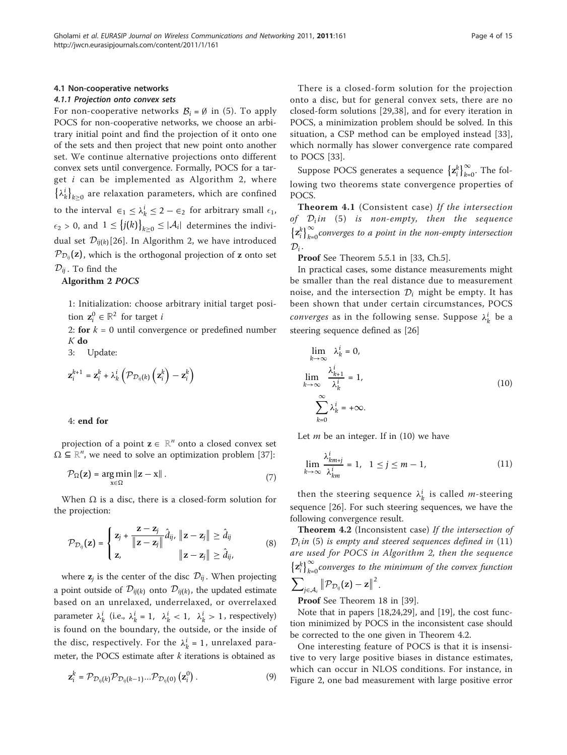### 4.1 Non-cooperative networks

#### 4.1.1 Projection onto convex sets

For non-cooperative networks $\mathcal{B}_i = \emptyset$ in (5). To apply POCS for non-cooperative networks, we choose an arbitrary initial point and find the projection of it onto one of the sets and then project that new point onto another set. We continue alternative projections onto different convex sets until convergence. Formally, POCS for a target $i$ can be implemented as Algorithm 2, where $\{\lambda_k^i\}_{k\geq 0}$ are relaxation parameters, which are confined to the interval $\epsilon_1 \leq \lambda_k^i \leq 2 - \epsilon_2$ for arbitrary small $\epsilon_1$, $\epsilon_2 > 0$, and $1 \leq \{j(k)\}_{k\geq 0} \leq |\mathcal{A}_i|$ determines the individual set $\mathcal{D}_{ij(k)}$[26]. In Algorithm 2, we have introduced $\mathcal{P}_{\mathcal{D}_{ij}}(\mathbf{z})$, which is the orthogonal projection of $\mathbf{z}$ onto set $\mathcal{D}_{ij}$. To find the

**Algorithm 2** ***POCS***

1: Initialization: choose arbitrary initial target position $\mathbf{z}_i^0 \in \mathbb{R}^2$ for target $i$

2: **for** $k = 0$ until convergence or predefined number $K$ **do**

3: Update:

$$\mathbf{z}_i^{k+1} = \mathbf{z}_i^k + \lambda_k^i \left( \mathcal{P}_{\mathcal{D}_{ij(k)}}\left(\mathbf{z}_i^k\right) - \mathbf{z}_i^k \right)$$

4: **end for**

projection of a point $\mathbf{z} \in \mathbb{R}^n$ onto a closed convex set $\Omega \subseteq \mathbb{R}^n$, we need to solve an optimization problem [37]:

$$\mathcal{P}_{\Omega}(\mathbf{z}) = \underset{\mathbf{x}\in\Omega}{\arg\min} \|\mathbf{z} - \mathbf{x}\|. \tag{7}$$

When $\Omega$ is a disc, there is a closed-form solution for the projection:

$$\mathcal{P}_{\mathcal{D}_{ij}}(\mathbf{z}) = \begin{cases} \mathbf{z}_j + \dfrac{\mathbf{z} - \mathbf{z}_j}{\|\mathbf{z} - \mathbf{z}_j\|}\hat{d}_{ij}, & \|\mathbf{z} - \mathbf{z}_j\| \geq \hat{d}_{ij} \\ \mathbf{z}, & \|\mathbf{z} - \mathbf{z}_j\| \geq \hat{d}_{ij}, \end{cases} \tag{8}$$

where $\mathbf{z}_j$ is the center of the disc $\mathcal{D}_{ij}$. When projecting a point outside of $\mathcal{D}_{ij(k)}$ onto $\mathcal{D}_{ij(k)}$, the updated estimate based on an unrelaxed, underrelaxed, or overrelaxed parameter $\lambda_k^i$ (i.e., $\lambda_k^i = 1$, $\lambda_k^i < 1$, $\lambda_k^i > 1$, respectively) is found on the boundary, the outside, or the inside of the disc, respectively. For the $\lambda_k^i = 1$, unrelaxed parameter, the POCS estimate after $k$ iterations is obtained as

$$\mathbf{z}_i^k = \mathcal{P}_{\mathcal{D}_{ij(k)}}\mathcal{P}_{\mathcal{D}_{ij(k-1)}}...\mathcal{P}_{\mathcal{D}_{ij(0)}}\left(\mathbf{z}_i^0\right). \tag{9}$$

There is a closed-form solution for the projection onto a disc, but for general convex sets, there are no closed-form solutions [29,38], and for every iteration in POCS, a minimization problem should be solved. In this situation, a CSP method can be employed instead [33], which normally has slower convergence rate compared to POCS [33].

Suppose POCS generates a sequence $\{\mathbf{z}_i^k\}_{k=0}^{\infty}$. The following two theorems state convergence properties of POCS.

**Theorem 4.1** (Consistent case) *If the intersection of* $\mathcal{D}_i$ *in* (5) *is non-empty, then the sequence* $\{\mathbf{z}_i^k\}_{k=0}^{\infty}$ *converges to a point in the non-empty intersection* $\mathcal{D}_i$.

**Proof** See Theorem 5.5.1 in [33, Ch.5].

In practical cases, some distance measurements might be smaller than the real distance due to measurement noise, and the intersection $\mathcal{D}_i$ might be empty. It has been shown that under certain circumstances, POCS *converges* as in the following sense. Suppose $\lambda_k^i$ be a steering sequence defined as [26]

$$\begin{aligned} \lim_{k\to\infty} \lambda_k^i &= 0, \\ \lim_{k\to\infty} \frac{\lambda_{k+1}^i}{\lambda_k^i} &= 1, \\ \sum_{k=0}^{\infty} \lambda_k^i &= +\infty. \end{aligned} \tag{10}$$

Let $m$ be an integer. If in (10) we have

$$\lim_{k\to\infty} \frac{\lambda_{km+j}^i}{\lambda_{km}^i} = 1, \quad 1 \leq j \leq m-1, \tag{11}$$

then the steering sequence $\lambda_k^i$ is called $m$-steering sequence [26]. For such steering sequences, we have the following convergence result.

**Theorem 4.2** (Inconsistent case) *If the intersection of* $\mathcal{D}_i$ *in* (5) *is empty and steered sequences defined in* (11) *are used for POCS in Algorithm 2, then the sequence* $\{\mathbf{z}_i^k\}_{k=0}^{\infty}$ *converges to the minimum of the convex function* $\sum_{j\in\mathcal{A}_i} \left\|\mathcal{P}_{\mathcal{D}_{ij}}(\mathbf{z}) - \mathbf{z}\right\|^2$.

**Proof** See Theorem 18 in [39].

Note that in papers [18,24,29], and [19], the cost function minimized by POCS in the inconsistent case should be corrected to the one given in Theorem 4.2.

One interesting feature of POCS is that it is insensitive to very large positive biases in distance estimates, which can occur in NLOS conditions. For instance, in Figure 2, one bad measurement with large positive error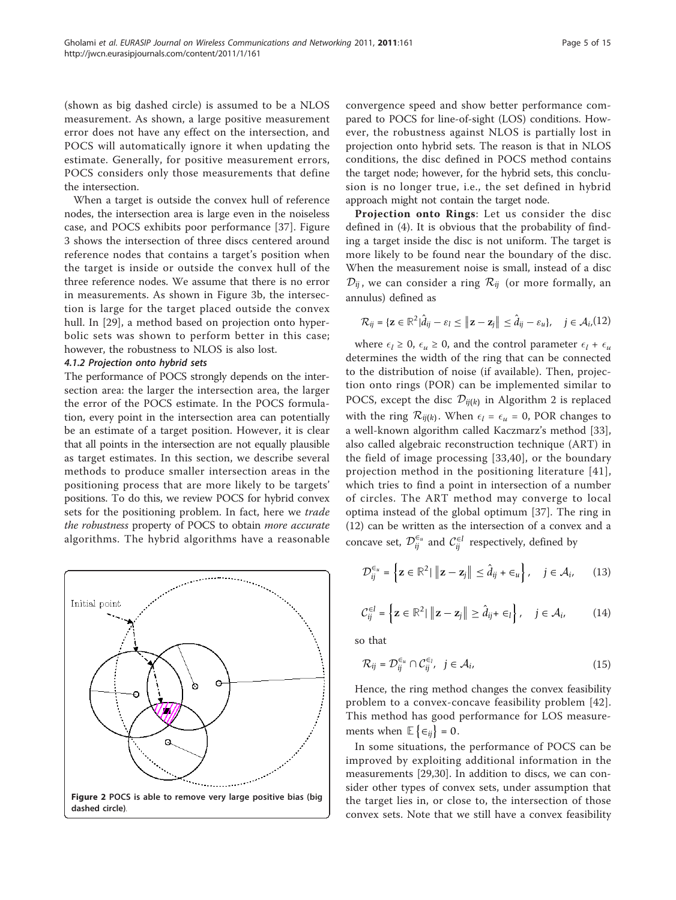(shown as big dashed circle) is assumed to be a NLOS measurement. As shown, a large positive measurement error does not have any effect on the intersection, and POCS will automatically ignore it when updating the estimate. Generally, for positive measurement errors, POCS considers only those measurements that define the intersection.

When a target is outside the convex hull of reference nodes, the intersection area is large even in the noiseless case, and POCS exhibits poor performance [37]. Figure 3 shows the intersection of three discs centered around reference nodes that contains a target's position when the target is inside or outside the convex hull of the three reference nodes. We assume that there is no error in measurements. As shown in Figure 3b, the intersection is large for the target placed outside the convex hull. In [29], a method based on projection onto hyperbolic sets was shown to perform better in this case; however, the robustness to NLOS is also lost.

#### 4.1.2 Projection onto hybrid sets

The performance of POCS strongly depends on the intersection area: the larger the intersection area, the larger the error of the POCS estimate. In the POCS formulation, every point in the intersection area can potentially be an estimate of a target position. However, it is clear that all points in the intersection are not equally plausible as target estimates. In this section, we describe several methods to produce smaller intersection areas in the positioning process that are more likely to be targets' positions. To do this, we review POCS for hybrid convex sets for the positioning problem. In fact, here we *trade the robustness* property of POCS to obtain *more accurate* algorithms. The hybrid algorithms have a reasonable convergence speed and show better performance compared to POCS for line-of-sight (LOS) conditions. However, the robustness against NLOS is partially lost in projection onto hybrid sets. The reason is that in NLOS conditions, the disc defined in POCS method contains the target node; however, for the hybrid sets, this conclusion is no longer true, i.e., the set defined in hybrid approach might not contain the target node.

Figure 2 POCS is able to remove very large positive bias (big dashed circle).

**Projection onto Rings**: Let us consider the disc defined in (4). It is obvious that the probability of finding a target inside the disc is not uniform. The target is more likely to be found near the boundary of the disc. When the measurement noise is small, instead of a disc $\mathcal{D}_{ij}$, we can consider a ring $\mathcal{R}_{ij}$ (or more formally, an annulus) defined as

$$\mathcal{R}_{ij} = \{\mathbf{z} \in \mathbb{R}^2 | \hat{d}_{ij} - \varepsilon_l \leq \|\mathbf{z} - \mathbf{z}_j\| \leq \hat{d}_{ij} - \varepsilon_u\}, \quad j \in \mathcal{A}_i, \tag{12}$$

where $\epsilon_l \geq 0$, $\epsilon_u \geq 0$, and the control parameter $\epsilon_l + \epsilon_u$ determines the width of the ring that can be connected to the distribution of noise (if available). Then, projection onto rings (POR) can be implemented similar to POCS, except the disc $\mathcal{D}_{ij(k)}$ in Algorithm 2 is replaced with the ring $\mathcal{R}_{ij(k)}$. When $\epsilon_l = \epsilon_u = 0$, POR changes to a well-known algorithm called Kaczmarz's method [33], also called algebraic reconstruction technique (ART) in the field of image processing [33,40], or the boundary projection method in the positioning literature [41], which tries to find a point in intersection of a number of circles. The ART method may converge to local optima instead of the global optimum [37]. The ring in (12) can be written as the intersection of a convex and a concave set, $\mathcal{D}_{ij}^{\epsilon_u}$ and $\mathcal{C}_{ij}^{\epsilon l}$ respectively, defined by

$$\mathcal{D}_{ij}^{\epsilon_u} = \left\{\mathbf{z} \in \mathbb{R}^2 | \ \|\mathbf{z} - \mathbf{z}_j\| \leq \hat{d}_{ij} + \epsilon_u\right\}, \quad j \in \mathcal{A}_i, \tag{13}$$

$$\mathcal{C}_{ij}^{\epsilon l} = \left\{\mathbf{z} \in \mathbb{R}^2 | \ \|\mathbf{z} - \mathbf{z}_j\| \geq \hat{d}_{ij} + \epsilon_l\right\}, \quad j \in \mathcal{A}_i, \tag{14}$$

so that

$$\mathcal{R}_{ij} = \mathcal{D}_{ij}^{\epsilon_u} \cap \mathcal{C}_{ij}^{\epsilon_l}, \quad j \in \mathcal{A}_i, \tag{15}$$

Hence, the ring method changes the convex feasibility problem to a convex-concave feasibility problem [42]. This method has good performance for LOS measurements when $\mathbb{E}\{\epsilon_{ij}\} = 0$.

In some situations, the performance of POCS can be improved by exploiting additional information in the measurements [29,30]. In addition to discs, we can consider other types of convex sets, under assumption that the target lies in, or close to, the intersection of those convex sets. Note that we still have a convex feasibility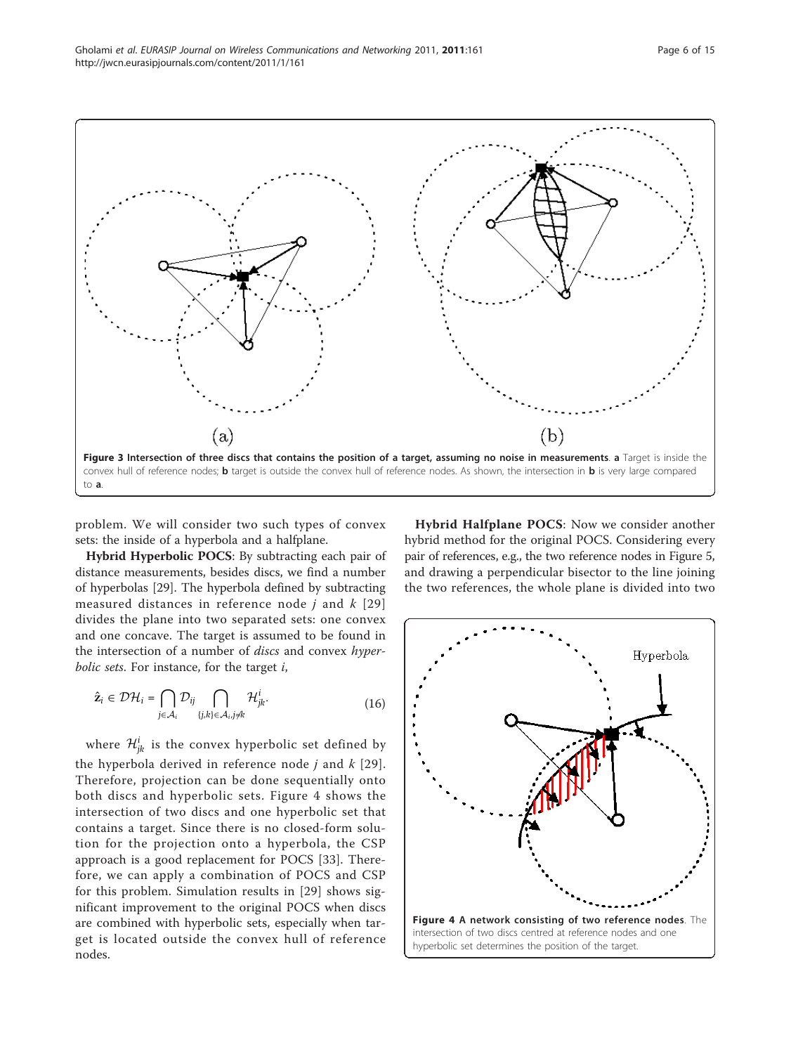Figure 3 Intersection of three discs that contains the position of a target, assuming no noise in measurements. a Target is inside the convex hull of reference nodes; b target is outside the convex hull of reference nodes. As shown, the intersection in b is very large compared to a.

problem. We will consider two such types of convex sets: the inside of a hyperbola and a halfplane.

**Hybrid Hyperbolic POCS**: By subtracting each pair of distance measurements, besides discs, we find a number of hyperbolas [29]. The hyperbola defined by subtracting measured distances in reference node $j$ and $k$ [29] divides the plane into two separated sets: one convex and one concave. The target is assumed to be found in the intersection of a number of *discs* and convex *hyperbolic sets*. For instance, for the target $i$,

$$\hat{\mathbf{z}}_i \in \mathcal{DH}_i = \bigcap_{j \in \mathcal{A}_i} \mathcal{D}_{ij} \bigcap_{\{j,k\} \in \mathcal{A}_i, j \neq k} \mathcal{H}^i_{jk}. \tag{16}$$

where $\mathcal{H}^i_{jk}$ is the convex hyperbolic set defined by the hyperbola derived in reference node $j$ and $k$ [29]. Therefore, projection can be done sequentially onto both discs and hyperbolic sets. Figure 4 shows the intersection of two discs and one hyperbolic set that contains a target. Since there is no closed-form solution for the projection onto a hyperbola, the CSP approach is a good replacement for POCS [33]. Therefore, we can apply a combination of POCS and CSP for this problem. Simulation results in [29] shows significant improvement to the original POCS when discs are combined with hyperbolic sets, especially when target is located outside the convex hull of reference nodes.

**Hybrid Halfplane POCS**: Now we consider another hybrid method for the original POCS. Considering every pair of references, e.g., the two reference nodes in Figure 5, and drawing a perpendicular bisector to the line joining the two references, the whole plane is divided into two

Figure 4 A network consisting of two reference nodes. The intersection of two discs centred at reference nodes and one hyperbolic set determines the position of the target.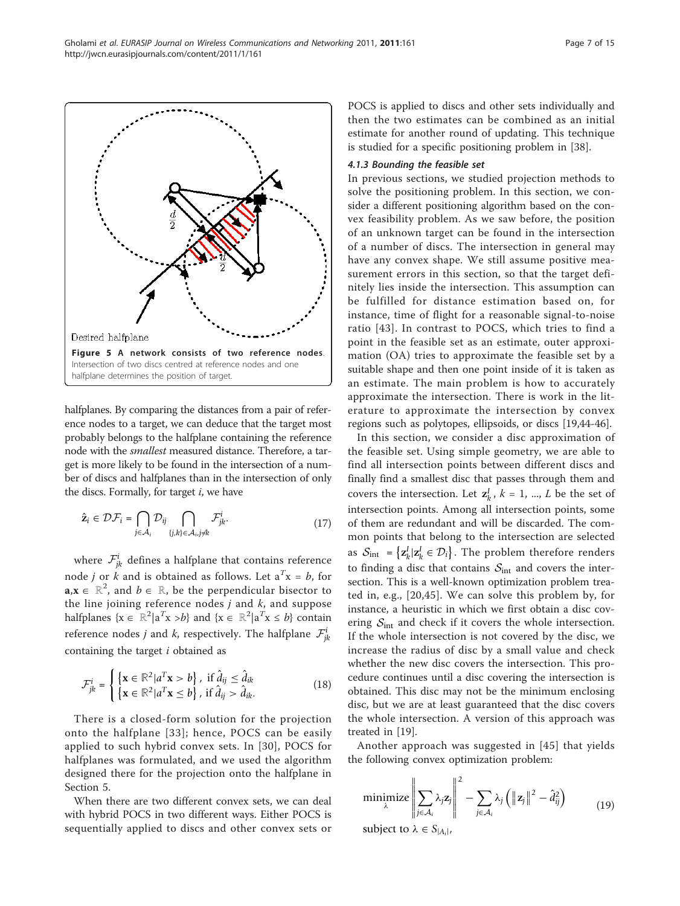Desired halfplane

**Figure 5 A network consists of two reference nodes**. Intersection of two discs centred at reference nodes and one halfplane determines the position of target.

halfplanes. By comparing the distances from a pair of reference nodes to a target, we can deduce that the target most probably belongs to the halfplane containing the reference node with the *smallest* measured distance. Therefore, a target is more likely to be found in the intersection of a number of discs and halfplanes than in the intersection of only the discs. Formally, for target $i$, we have

$$\hat{\mathbf{z}}_i \in \mathcal{DF}_i = \bigcap_{j \in \mathcal{A}_i} \mathcal{D}_{ij} \bigcap_{\{j,k\} \in \mathcal{A}_i, j \neq k} \mathcal{F}^i_{jk}. \tag{17}$$

where $\mathcal{F}^i_{jk}$ defines a halfplane that contains reference node $j$ or $k$ and is obtained as follows. Let $\mathbf{a}^T\mathbf{x} = b$, for $\mathbf{a},\mathbf{x} \in \mathbb{R}^2$, and $b \in \mathbb{R}$, be the perpendicular bisector to the line joining reference nodes $j$ and $k$, and suppose halfplanes $\{\mathbf{x} \in \mathbb{R}^2 | \mathbf{a}^T\mathbf{x} > b\}$ and $\{\mathbf{x} \in \mathbb{R}^2 | \mathbf{a}^T\mathbf{x} \leq b\}$ contain reference nodes $j$ and $k$, respectively. The halfplane $\mathcal{F}^i_{jk}$ containing the target $i$ obtained as

$$\mathcal{F}^i_{jk} = \begin{cases} \left\{\mathbf{x} \in \mathbb{R}^2 | a^T\mathbf{x} > b\right\}, & \text{if } \hat{d}_{ij} \leq \hat{d}_{ik} \\ \left\{\mathbf{x} \in \mathbb{R}^2 | a^T\mathbf{x} \leq b\right\}, & \text{if } \hat{d}_{ij} > \hat{d}_{ik}. \end{cases} \tag{18}$$

There is a closed-form solution for the projection onto the halfplane [33]; hence, POCS can be easily applied to such hybrid convex sets. In [30], POCS for halfplanes was formulated, and we used the algorithm designed there for the projection onto the halfplane in Section 5.

When there are two different convex sets, we can deal with hybrid POCS in two different ways. Either POCS is sequentially applied to discs and other convex sets or POCS is applied to discs and other sets individually and then the two estimates can be combined as an initial estimate for another round of updating. This technique is studied for a specific positioning problem in [38].

#### *4.1.3 Bounding the feasible set*

In previous sections, we studied projection methods to solve the positioning problem. In this section, we consider a different positioning algorithm based on the convex feasibility problem. As we saw before, the position of an unknown target can be found in the intersection of a number of discs. The intersection in general may have any convex shape. We still assume positive measurement errors in this section, so that the target definitely lies inside the intersection. This assumption can be fulfilled for distance estimation based on, for instance, time of flight for a reasonable signal-to-noise ratio [43]. In contrast to POCS, which tries to find a point in the feasible set as an estimate, outer approximation (OA) tries to approximate the feasible set by a suitable shape and then one point inside of it is taken as an estimate. The main problem is how to accurately approximate the intersection. There is work in the literature to approximate the intersection by convex regions such as polytopes, ellipsoids, or discs [19,44-46].

In this section, we consider a disc approximation of the feasible set. Using simple geometry, we are able to find all intersection points between different discs and finally find a smallest disc that passes through them and covers the intersection. Let $\mathbf{z}^I_k$, $k = 1, ..., L$ be the set of intersection points. Among all intersection points, some of them are redundant and will be discarded. The common points that belong to the intersection are selected as $\mathcal{S}_{\text{int}} = \{\mathbf{z}^I_k | \mathbf{z}^I_k \in \mathcal{D}_i\}$. The problem therefore renders to finding a disc that contains $\mathcal{S}_{\text{int}}$ and covers the intersection. This is a well-known optimization problem treated in, e.g., [20,45]. We can solve this problem by, for instance, a heuristic in which we first obtain a disc covering $\mathcal{S}_{\text{int}}$ and check if it covers the whole intersection. If the whole intersection is not covered by the disc, we increase the radius of disc by a small value and check whether the new disc covers the intersection. This procedure continues until a disc covering the intersection is obtained. This disc may not be the minimum enclosing disc, but we are at least guaranteed that the disc covers the whole intersection. A version of this approach was treated in [19].

Another approach was suggested in [45] that yields the following convex optimization problem:

$$\begin{aligned} &\underset{\lambda}{\text{minimize}} \left\| \sum_{j \in \mathcal{A}_i} \lambda_j \mathbf{z}_j \right\|^2 - \sum_{j \in \mathcal{A}_i} \lambda_j \left( \left\| \mathbf{z}_j \right\|^2 - \hat{d}^2_{ij} \right) \\ &\text{subject to } \lambda \in S_{|\mathcal{A}_i|}, \end{aligned} \tag{19}$$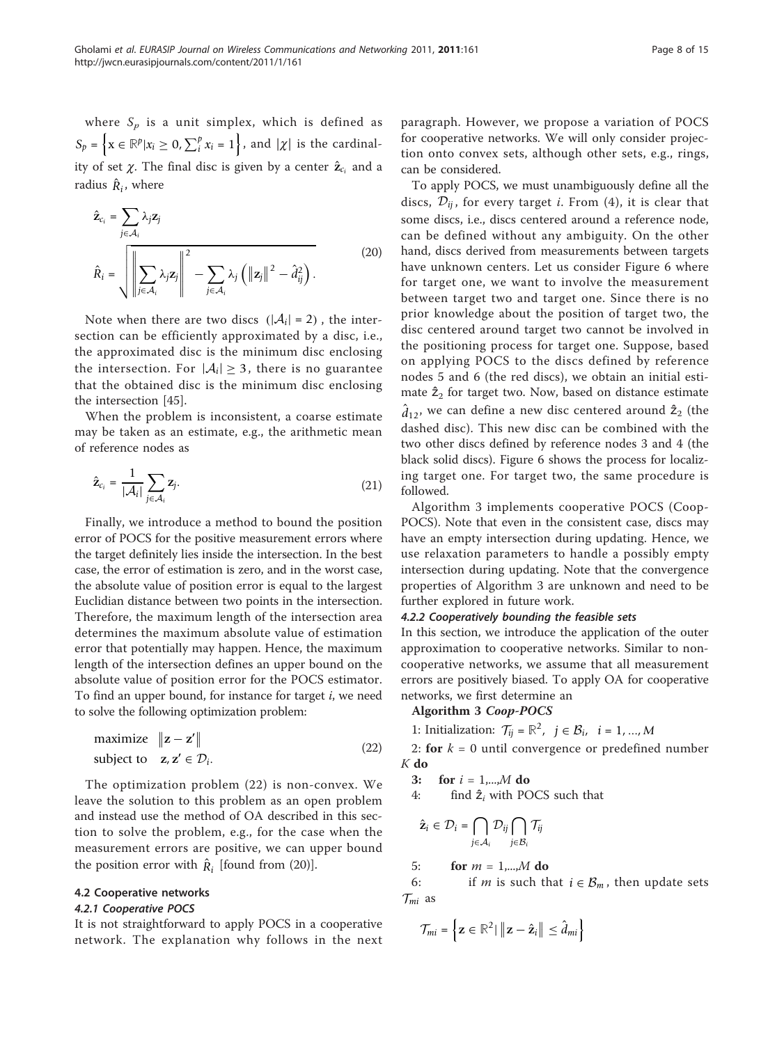where $S_p$ is a unit simplex, which is defined as $S_p = \left\{ \mathbf{x} \in \mathbb{R}^p | x_i \geq 0, \sum_i^p x_i = 1 \right\}$, and $|\chi|$ is the cardinality of set $\chi$. The final disc is given by a center $\hat{\mathbf{z}}_{c_i}$ and a radius $\hat{R}_i$, where

$$
\begin{aligned}
\hat{\mathbf{z}}_{c_i} &= \sum_{j \in \mathcal{A}_i} \lambda_j \mathbf{z}_j \\
\hat{R}_i &= \sqrt{\left\| \sum_{j \in \mathcal{A}_i} \lambda_j \mathbf{z}_j \right\|^2 - \sum_{j \in \mathcal{A}_i} \lambda_j \left( \|\mathbf{z}_j\|^2 - \hat{d}_{ij}^2 \right)}.
\end{aligned}
\tag{20}
$$

Note when there are two discs $(|\mathcal{A}_i| = 2)$, the intersection can be efficiently approximated by a disc, i.e., the approximated disc is the minimum disc enclosing the intersection. For $|\mathcal{A}_i| \geq 3$, there is no guarantee that the obtained disc is the minimum disc enclosing the intersection [45].

When the problem is inconsistent, a coarse estimate may be taken as an estimate, e.g., the arithmetic mean of reference nodes as

$$
\hat{\mathbf{z}}_{c_i} = \frac{1}{|\mathcal{A}_i|} \sum_{j \in \mathcal{A}_i} \mathbf{z}_j. \tag{21}
$$

Finally, we introduce a method to bound the position error of POCS for the positive measurement errors where the target definitely lies inside the intersection. In the best case, the error of estimation is zero, and in the worst case, the absolute value of position error is equal to the largest Euclidian distance between two points in the intersection. Therefore, the maximum length of the intersection area determines the maximum absolute value of estimation error that potentially may happen. Hence, the maximum length of the intersection defines an upper bound on the absolute value of position error for the POCS estimator. To find an upper bound, for instance for target $i$, we need to solve the following optimization problem:

$$
\begin{aligned}
&\text{maximize} \quad \|\mathbf{z} - \mathbf{z}'\| \\
&\text{subject to} \quad \mathbf{z}, \mathbf{z}' \in \mathcal{D}_i.
\end{aligned}
\tag{22}
$$

The optimization problem (22) is non-convex. We leave the solution to this problem as an open problem and instead use the method of OA described in this section to solve the problem, e.g., for the case when the measurement errors are positive, we can upper bound the position error with $\hat{R}_i$ [found from (20)].

### 4.2 Cooperative networks

#### 4.2.1 Cooperative POCS

It is not straightforward to apply POCS in a cooperative network. The explanation why follows in the next paragraph. However, we propose a variation of POCS for cooperative networks. We will only consider projection onto convex sets, although other sets, e.g., rings, can be considered.

To apply POCS, we must unambiguously define all the discs, $\mathcal{D}_{ij}$, for every target $i$. From (4), it is clear that some discs, i.e., discs centered around a reference node, can be defined without any ambiguity. On the other hand, discs derived from measurements between targets have unknown centers. Let us consider Figure 6 where for target one, we want to involve the measurement between target two and target one. Since there is no prior knowledge about the position of target two, the disc centered around target two cannot be involved in the positioning process for target one. Suppose, based on applying POCS to the discs defined by reference nodes 5 and 6 (the red discs), we obtain an initial estimate $\hat{\mathbf{z}}_2$ for target two. Now, based on distance estimate $\hat{d}_{12}$, we can define a new disc centered around $\hat{\mathbf{z}}_2$ (the dashed disc). This new disc can be combined with the two other discs defined by reference nodes 3 and 4 (the black solid discs). Figure 6 shows the process for localizing target one. For target two, the same procedure is followed.

Algorithm 3 implements cooperative POCS (Coop-POCS). Note that even in the consistent case, discs may have an empty intersection during updating. Hence, we use relaxation parameters to handle a possibly empty intersection during updating. Note that the convergence properties of Algorithm 3 are unknown and need to be further explored in future work.

#### 4.2.2 Cooperatively bounding the feasible sets

In this section, we introduce the application of the outer approximation to cooperative networks. Similar to non-cooperative networks, we assume that all measurement errors are positively biased. To apply OA for cooperative networks, we first determine an

**Algorithm 3 *Coop-POCS***

1: Initialization: $\mathcal{T}_{ij} = \mathbb{R}^2, \ \ j \in \mathcal{B}_i, \ \ i = 1, ..., M$

2: **for** $k = 0$ until convergence or predefined number $K$ **do**

**3:** **for** $i = 1,...,M$ **do**

4: find $\hat{\mathbf{z}}_i$ with POCS such that

$$
\hat{\mathbf{z}}_i \in \mathcal{D}_i = \bigcap_{j \in \mathcal{A}_i} \mathcal{D}_{ij} \bigcap_{j \in \mathcal{B}_i} \mathcal{T}_{ij}
$$

5: **for** $m = 1,...,M$ **do**

6: if $m$ is such that $i \in \mathcal{B}_m$, then update sets $\mathcal{T}_{mi}$ as

$$
\mathcal{T}_{mi} = \left\{ \mathbf{z} \in \mathbb{R}^2 | \, \|\mathbf{z} - \hat{\mathbf{z}}_i\| \leq \hat{d}_{mi} \right\}
$$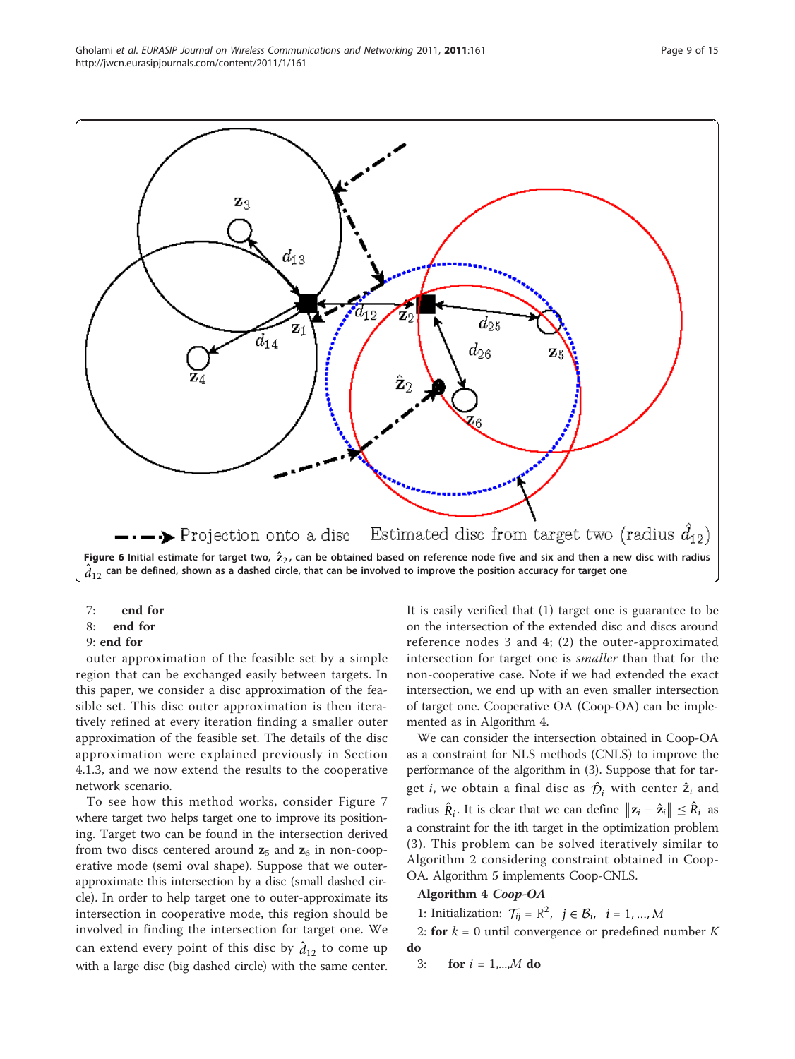Figure 6 Initial estimate for target two, $\hat{\mathbf{z}}_2$, can be obtained based on reference node five and six and then a new disc with radius $\hat{d}_{12}$ can be defined, shown as a dashed circle, that can be involved to improve the position accuracy for target one.

7: **end for**

8: **end for**

9: **end for**

outer approximation of the feasible set by a simple region that can be exchanged easily between targets. In this paper, we consider a disc approximation of the feasible set. This disc outer approximation is then iteratively refined at every iteration finding a smaller outer approximation of the feasible set. The details of the disc approximation were explained previously in Section 4.1.3, and we now extend the results to the cooperative network scenario.

To see how this method works, consider Figure 7 where target two helps target one to improve its positioning. Target two can be found in the intersection derived from two discs centered around $\mathbf{z}_5$ and $\mathbf{z}_6$ in non-cooperative mode (semi oval shape). Suppose that we outer-approximate this intersection by a disc (small dashed circle). In order to help target one to outer-approximate its intersection in cooperative mode, this region should be involved in finding the intersection for target one. We can extend every point of this disc by $\hat{d}_{12}$ to come up with a large disc (big dashed circle) with the same center. It is easily verified that (1) target one is guarantee to be on the intersection of the extended disc and discs around reference nodes 3 and 4; (2) the outer-approximated intersection for target one is *smaller* than that for the non-cooperative case. Note if we had extended the exact intersection, we end up with an even smaller intersection of target one. Cooperative OA (Coop-OA) can be implemented as in Algorithm 4.

We can consider the intersection obtained in Coop-OA as a constraint for NLS methods (CNLS) to improve the performance of the algorithm in (3). Suppose that for target $i$, we obtain a final disc as $\hat{\mathcal{D}}_i$ with center $\hat{\mathbf{z}}_i$ and radius $\hat{R}_i$. It is clear that we can define $\|\mathbf{z}_i - \hat{\mathbf{z}}_i\| \leq \hat{R}_i$ as a constraint for the ith target in the optimization problem (3). This problem can be solved iteratively similar to Algorithm 2 considering constraint obtained in Coop-OA. Algorithm 5 implements Coop-CNLS.

**Algorithm 4** ***Coop-OA***

1: Initialization: $\mathcal{T}_{ij} = \mathbb{R}^2, \quad j \in \mathcal{B}_i, \quad i = 1, \ldots, M$

2: **for** $k = 0$ until convergence or predefined number $K$ **do**

3: **for** $i = 1,\ldots,M$ **do**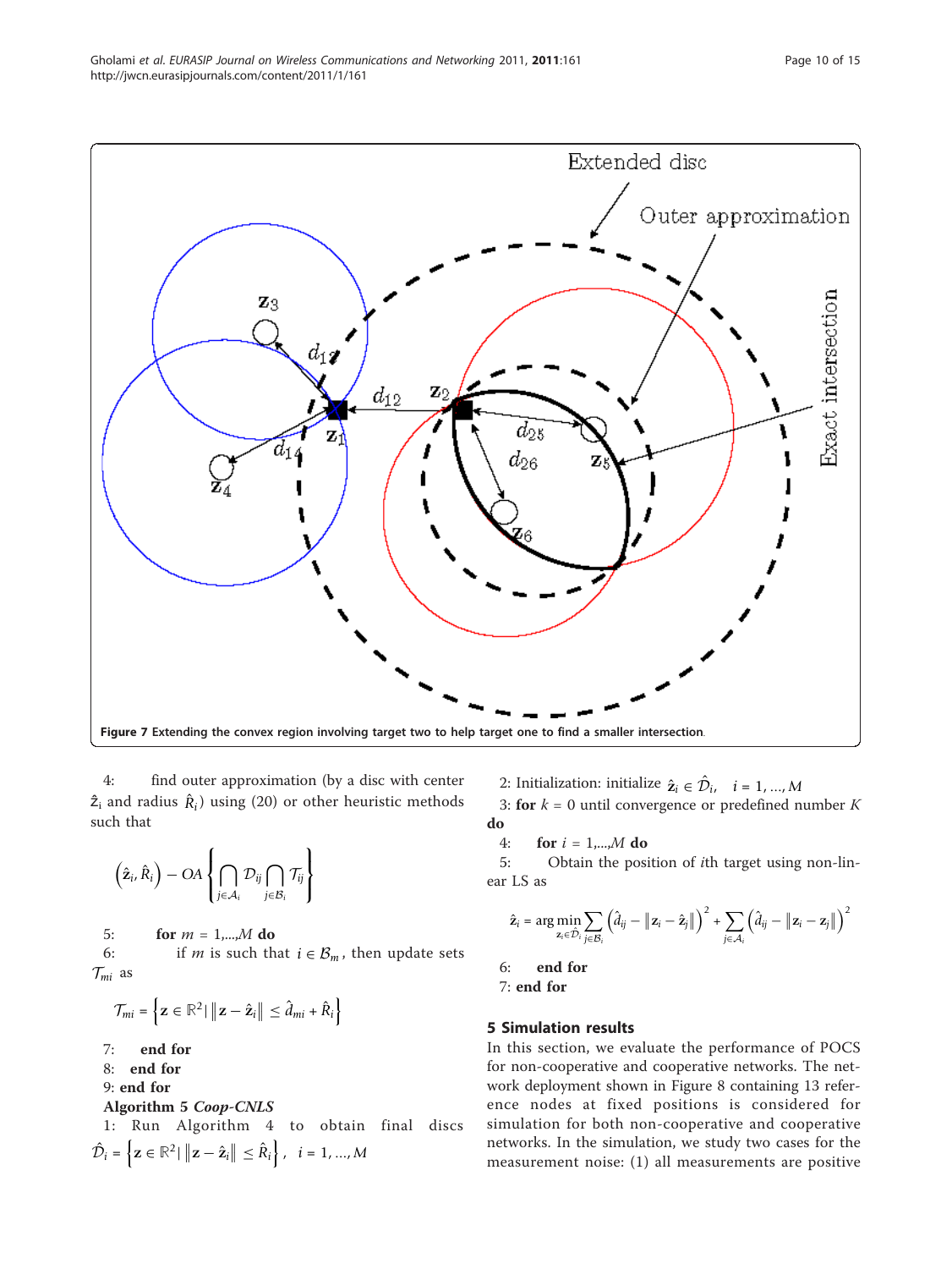Figure 7 Extending the convex region involving target two to help target one to find a smaller intersection.

4: find outer approximation (by a disc with center $\hat{\mathbf{z}}_i$ and radius $\hat{R}_i$) using (20) or other heuristic methods such that

$$\left(\hat{\mathbf{z}}_i, \hat{R}_i\right) - OA\left\{\bigcap_{j\in\mathcal{A}_i}\mathcal{D}_{ij}\bigcap_{j\in\mathcal{B}_i}\mathcal{T}_{ij}\right\}$$

5: **for** $m = 1,...,M$ **do**

6: if $m$ is such that $i \in \mathcal{B}_m$, then update sets $\mathcal{T}_{mi}$ as

$$\mathcal{T}_{mi} = \left\{\mathbf{z}\in\mathbb{R}^2 | \left\|\mathbf{z}-\hat{\mathbf{z}}_i\right\| \le \hat{d}_{mi} + \hat{R}_i\right\}$$

7: **end for**

8: **end for**

9: **end for**

**Algorithm 5** ***Coop-CNLS***

1: Run Algorithm 4 to obtain final discs $\hat{\mathcal{D}}_i = \left\{\mathbf{z}\in\mathbb{R}^2 | \left\|\mathbf{z}-\hat{\mathbf{z}}_i\right\| \le \hat{R}_i\right\},\quad i = 1,...,M$

2: Initialization: initialize $\hat{\mathbf{z}}_i \in \hat{\mathcal{D}}_i,\quad i = 1,...,M$

3: **for** $k = 0$ until convergence or predefined number $K$ **do**

4: **for** $i = 1,...,M$ **do**

5: Obtain the position of $i$th target using non-linear LS as

$$\hat{\mathbf{z}}_i = \arg\min_{\mathbf{z}_i\in\hat{\mathcal{D}}_i}\sum_{j\in\mathcal{B}_i}\left(\hat{d}_{ij} - \left\|\mathbf{z}_i - \hat{\mathbf{z}}_j\right\|\right)^2 + \sum_{j\in\mathcal{A}_i}\left(\hat{d}_{ij} - \left\|\mathbf{z}_i - \mathbf{z}_j\right\|\right)^2$$

6: **end for**

7: **end for**

## 5 Simulation results

In this section, we evaluate the performance of POCS for non-cooperative and cooperative networks. The network deployment shown in Figure 8 containing 13 reference nodes at fixed positions is considered for simulation for both non-cooperative and cooperative networks. In the simulation, we study two cases for the measurement noise: (1) all measurements are positive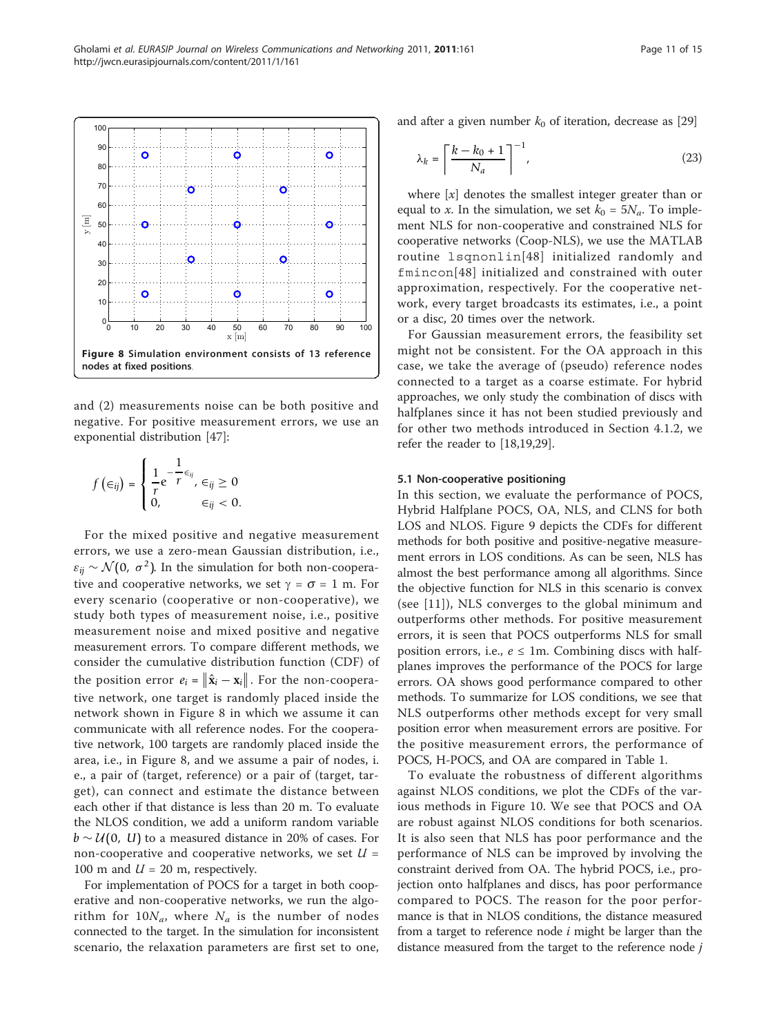Figure 8 Simulation environment consists of 13 reference nodes at fixed positions.

and (2) measurements noise can be both positive and negative. For positive measurement errors, we use an exponential distribution [47]:

$$f(\epsilon_{ij}) = \begin{cases} \frac{1}{r} e^{-\frac{1}{r}\epsilon_{ij}}, & \epsilon_{ij} \geq 0 \\ 0, & \epsilon_{ij} < 0. \end{cases}$$

For the mixed positive and negative measurement errors, we use a zero-mean Gaussian distribution, i.e., $\varepsilon_{ij} \sim \mathcal{N}(0, \sigma^2)$. In the simulation for both non-cooperative and cooperative networks, we set $\gamma = \sigma = 1$ m. For every scenario (cooperative or non-cooperative), we study both types of measurement noise, i.e., positive measurement noise and mixed positive and negative measurement errors. To compare different methods, we consider the cumulative distribution function (CDF) of the position error $e_i = \|\hat{\mathbf{x}}_i - \mathbf{x}_i\|$. For the non-cooperative network, one target is randomly placed inside the network shown in Figure 8 in which we assume it can communicate with all reference nodes. For the cooperative network, 100 targets are randomly placed inside the area, i.e., in Figure 8, and we assume a pair of nodes, i.e., a pair of (target, reference) or a pair of (target, target), can connect and estimate the distance between each other if that distance is less than 20 m. To evaluate the NLOS condition, we add a uniform random variable $b \sim \mathcal{U}(0, U)$ to a measured distance in 20% of cases. For non-cooperative and cooperative networks, we set $U$ = 100 m and $U$ = 20 m, respectively.

For implementation of POCS for a target in both cooperative and non-cooperative networks, we run the algorithm for $10N_a$, where $N_a$ is the number of nodes connected to the target. In the simulation for inconsistent scenario, the relaxation parameters are first set to one, and after a given number $k_0$ of iteration, decrease as [29]

$$\lambda_k = \left\lceil \frac{k - k_0 + 1}{N_a} \right\rceil^{-1}, \tag{23}$$

where $\lceil x \rceil$ denotes the smallest integer greater than or equal to $x$. In the simulation, we set $k_0 = 5N_a$. To implement NLS for non-cooperative and constrained NLS for cooperative networks (Coop-NLS), we use the MATLAB routine `lsqnonlin`[48] initialized randomly and `fmincon`[48] initialized and constrained with outer approximation, respectively. For the cooperative network, every target broadcasts its estimates, i.e., a point or a disc, 20 times over the network.

For Gaussian measurement errors, the feasibility set might not be consistent. For the OA approach in this case, we take the average of (pseudo) reference nodes connected to a target as a coarse estimate. For hybrid approaches, we only study the combination of discs with halfplanes since it has not been studied previously and for other two methods introduced in Section 4.1.2, we refer the reader to [18,19,29].

### 5.1 Non-cooperative positioning

In this section, we evaluate the performance of POCS, Hybrid Halfplane POCS, OA, NLS, and CLNS for both LOS and NLOS. Figure 9 depicts the CDFs for different methods for both positive and positive-negative measurement errors in LOS conditions. As can be seen, NLS has almost the best performance among all algorithms. Since the objective function for NLS in this scenario is convex (see [11]), NLS converges to the global minimum and outperforms other methods. For positive measurement errors, it is seen that POCS outperforms NLS for small position errors, i.e., $e \leq 1$m. Combining discs with halfplanes improves the performance of the POCS for large errors. OA shows good performance compared to other methods. To summarize for LOS conditions, we see that NLS outperforms other methods except for very small position error when measurement errors are positive. For the positive measurement errors, the performance of POCS, H-POCS, and OA are compared in Table 1.

To evaluate the robustness of different algorithms against NLOS conditions, we plot the CDFs of the various methods in Figure 10. We see that POCS and OA are robust against NLOS conditions for both scenarios. It is also seen that NLS has poor performance and the performance of NLS can be improved by involving the constraint derived from OA. The hybrid POCS, i.e., projection onto halfplanes and discs, has poor performance compared to POCS. The reason for the poor performance is that in NLOS conditions, the distance measured from a target to reference node $i$ might be larger than the distance measured from the target to the reference node $j$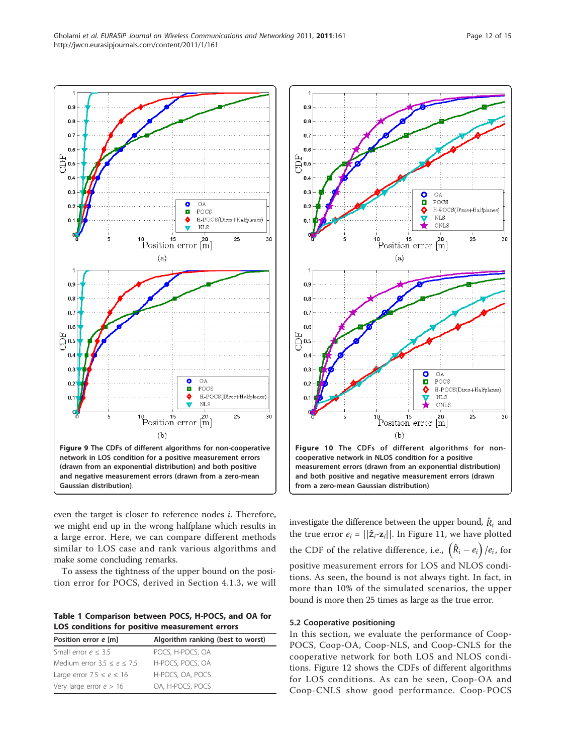Figure 9 The CDFs of different algorithms for non-cooperative network in LOS condition for a positive measurement errors (drawn from an exponential distribution) and both positive and negative measurement errors (drawn from a zero-mean Gaussian distribution).

Figure 10 The CDFs of different algorithms for non-cooperative network in NLOS condition for a positive measurement errors (drawn from an exponential distribution) and both positive and negative measurement errors (drawn from a zero-mean Gaussian distribution).

even the target is closer to reference nodes *i*. Therefore, we might end up in the wrong halfplane which results in a large error. Here, we can compare different methods similar to LOS case and rank various algorithms and make some concluding remarks.

To assess the tightness of the upper bound on the position error for POCS, derived in Section 4.1.3, we will investigate the difference between the upper bound, $\hat{R}_i$ and the true error $e_i = ||\hat{\mathbf{z}}_i\text{-}\mathbf{z}_i||$. In Figure 11, we have plotted the CDF of the relative difference, i.e., $\left(\hat{R}_i - e_i\right)/e_i$, for positive measurement errors for LOS and NLOS conditions. As seen, the bound is not always tight. In fact, in more than 10% of the simulated scenarios, the upper bound is more then 25 times as large as the true error.

**Table 1 Comparison between POCS, H-POCS, and OA for LOS conditions for positive measurement errors**

| Position error *e* [m] | Algorithm ranking (best to worst) |
|---|---|
| Small error $e \leq 3.5$ | POCS, H-POCS, OA |
| Medium error $3.5 \leq e \leq 7.5$ | H-POCS, POCS, OA |
| Large error $7.5 \leq e \leq 16$ | H-POCS, OA, POCS |
| Very large error $e > 16$ | OA, H-POCS, POCS |

### 5.2 Cooperative positioning

In this section, we evaluate the performance of Coop-POCS, Coop-OA, Coop-NLS, and Coop-CNLS for the cooperative network for both LOS and NLOS conditions. Figure 12 shows the CDFs of different algorithms for LOS conditions. As can be seen, Coop-OA and Coop-CNLS show good performance. Coop-POCS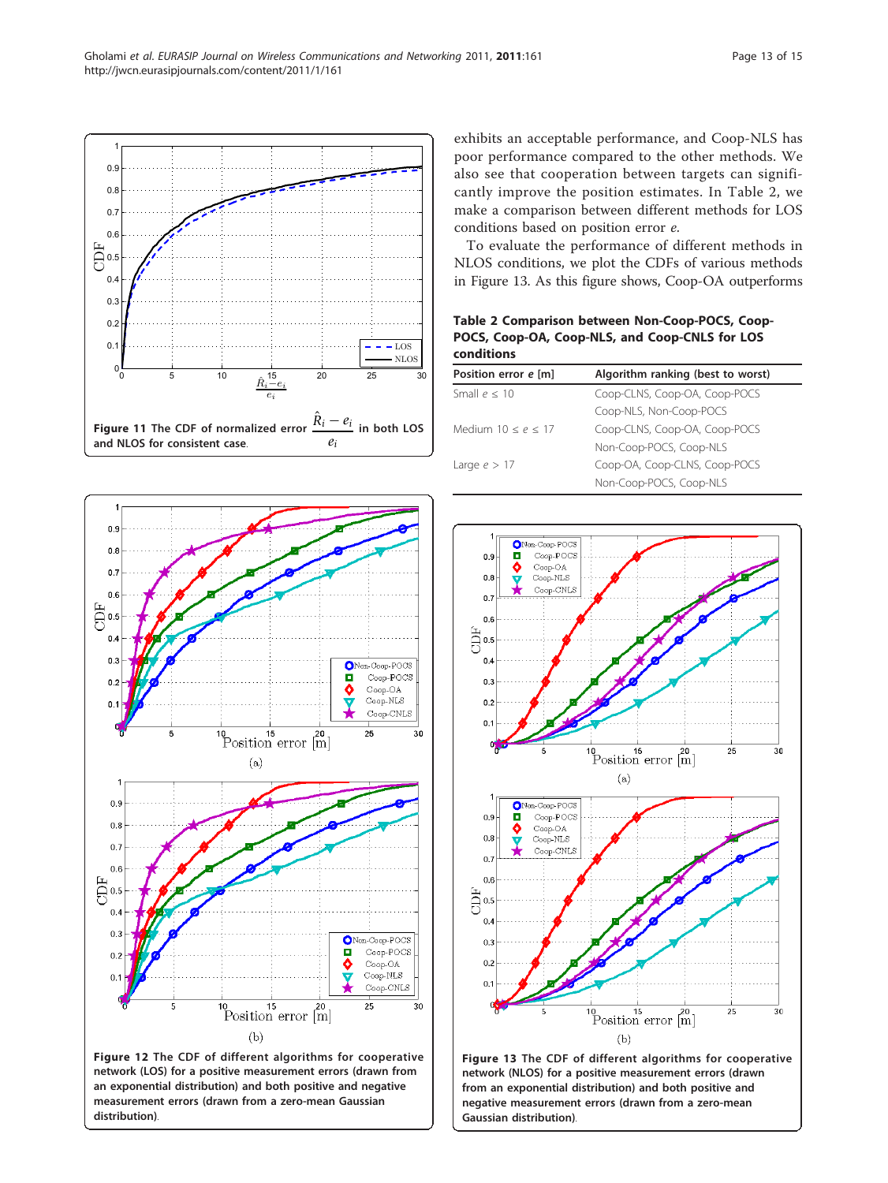Figure 11 The CDF of normalized error $\frac{\hat{R}_i - e_i}{e_i}$ in both LOS and NLOS for consistent case.

Figure 12 The CDF of different algorithms for cooperative network (LOS) for a positive measurement errors (drawn from an exponential distribution) and both positive and negative measurement errors (drawn from a zero-mean Gaussian distribution).

exhibits an acceptable performance, and Coop-NLS has poor performance compared to the other methods. We also see that cooperation between targets can significantly improve the position estimates. In Table 2, we make a comparison between different methods for LOS conditions based on position error *e*.

To evaluate the performance of different methods in NLOS conditions, we plot the CDFs of various methods in Figure 13. As this figure shows, Coop-OA outperforms

**Table 2 Comparison between Non-Coop-POCS, Coop-POCS, Coop-OA, Coop-NLS, and Coop-CNLS for LOS conditions**

| Position error $e$ [m] | Algorithm ranking (best to worst) |
|---|---|
| Small $e \leq 10$ | Coop-CLNS, Coop-OA, Coop-POCS Coop-NLS, Non-Coop-POCS |
| Medium $10 \leq e \leq 17$ | Coop-CLNS, Coop-OA, Coop-POCS Non-Coop-POCS, Coop-NLS |
| Large $e > 17$ | Coop-OA, Coop-CLNS, Coop-POCS Non-Coop-POCS, Coop-NLS |

Figure 13 The CDF of different algorithms for cooperative network (NLOS) for a positive measurement errors (drawn from an exponential distribution) and both positive and negative measurement errors (drawn from a zero-mean Gaussian distribution).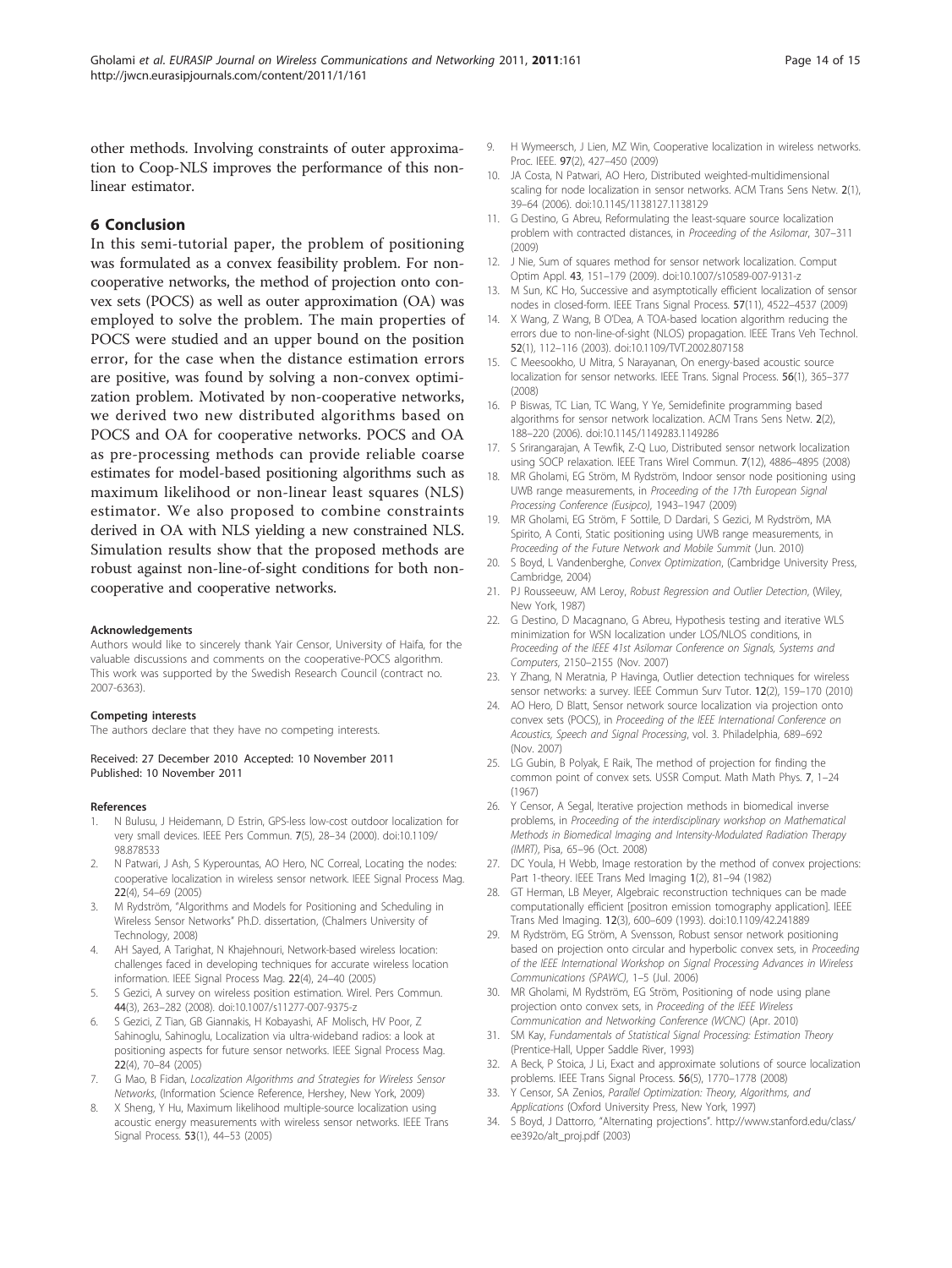other methods. Involving constraints of outer approximation to Coop-NLS improves the performance of this nonlinear estimator.

## 6 Conclusion

In this semi-tutorial paper, the problem of positioning was formulated as a convex feasibility problem. For noncooperative networks, the method of projection onto convex sets (POCS) as well as outer approximation (OA) was employed to solve the problem. The main properties of POCS were studied and an upper bound on the position error, for the case when the distance estimation errors are positive, was found by solving a non-convex optimization problem. Motivated by non-cooperative networks, we derived two new distributed algorithms based on POCS and OA for cooperative networks. POCS and OA as pre-processing methods can provide reliable coarse estimates for model-based positioning algorithms such as maximum likelihood or non-linear least squares (NLS) estimator. We also proposed to combine constraints derived in OA with NLS yielding a new constrained NLS. Simulation results show that the proposed methods are robust against non-line-of-sight conditions for both noncooperative and cooperative networks.

#### Acknowledgements

Authors would like to sincerely thank Yair Censor, University of Haifa, for the valuable discussions and comments on the cooperative-POCS algorithm. This work was supported by the Swedish Research Council (contract no. 2007-6363).

#### Competing interests

The authors declare that they have no competing interests.

Received: 27 December 2010 Accepted: 10 November 2011
Published: 10 November 2011

#### References

1. N Bulusu, J Heidemann, D Estrin, GPS-less low-cost outdoor localization for very small devices. IEEE Pers Commun. **7**(5), 28–34 (2000). doi:10.1109/98.878533
2. N Patwari, J Ash, S Kyperountas, AO Hero, NC Correal, Locating the nodes: cooperative localization in wireless sensor network. IEEE Signal Process Mag. **22**(4), 54–69 (2005)
3. M Rydström, "Algorithms and Models for Positioning and Scheduling in Wireless Sensor Networks" Ph.D. dissertation, (Chalmers University of Technology, 2008)
4. AH Sayed, A Tarighat, N Khajehnouri, Network-based wireless location: challenges faced in developing techniques for accurate wireless location information. IEEE Signal Process Mag. **22**(4), 24–40 (2005)
5. S Gezici, A survey on wireless position estimation. Wirel. Pers Commun. **44**(3), 263–282 (2008). doi:10.1007/s11277-007-9375-z
6. S Gezici, Z Tian, GB Giannakis, H Kobayashi, AF Molisch, HV Poor, Z Sahinoglu, Sahinoglu, Localization via ultra-wideband radios: a look at positioning aspects for future sensor networks. IEEE Signal Process Mag. **22**(4), 70–84 (2005)
7. G Mao, B Fidan, *Localization Algorithms and Strategies for Wireless Sensor Networks*, (Information Science Reference, Hershey, New York, 2009)
8. X Sheng, Y Hu, Maximum likelihood multiple-source localization using acoustic energy measurements with wireless sensor networks. IEEE Trans Signal Process. **53**(1), 44–53 (2005)
9. H Wymeersch, J Lien, MZ Win, Cooperative localization in wireless networks. Proc. IEEE. **97**(2), 427–450 (2009)
10. JA Costa, N Patwari, AO Hero, Distributed weighted-multidimensional scaling for node localization in sensor networks. ACM Trans Sens Netw. **2**(1), 39–64 (2006). doi:10.1145/1138127.1138129
11. G Destino, G Abreu, Reformulating the least-square source localization problem with contracted distances, in *Proceeding of the Asilomar*, 307–311 (2009)
12. J Nie, Sum of squares method for sensor network localization. Comput Optim Appl. **43**, 151–179 (2009). doi:10.1007/s10589-007-9131-z
13. M Sun, KC Ho, Successive and asymptotically efficient localization of sensor nodes in closed-form. IEEE Trans Signal Process. **57**(11), 4522–4537 (2009)
14. X Wang, Z Wang, B O'Dea, A TOA-based location algorithm reducing the errors due to non-line-of-sight (NLOS) propagation. IEEE Trans Veh Technol. **52**(1), 112–116 (2003). doi:10.1109/TVT.2002.807158
15. C Meesookho, U Mitra, S Narayanan, On energy-based acoustic source localization for sensor networks. IEEE Trans. Signal Process. **56**(1), 365–377 (2008)
16. P Biswas, TC Lian, TC Wang, Y Ye, Semidefinite programming based algorithms for sensor network localization. ACM Trans Sens Netw. **2**(2), 188–220 (2006). doi:10.1145/1149283.1149286
17. S Srirangarajan, A Tewfik, Z-Q Luo, Distributed sensor network localization using SOCP relaxation. IEEE Trans Wirel Commun. **7**(12), 4886–4895 (2008)
18. MR Gholami, EG Ström, M Rydström, Indoor sensor node positioning using UWB range measurements, in *Proceeding of the 17th European Signal Processing Conference (Eusipco)*, 1943–1947 (2009)
19. MR Gholami, EG Ström, F Sottile, D Dardari, S Gezici, M Rydström, MA Spirito, A Conti, Static positioning using UWB range measurements, in *Proceeding of the Future Network and Mobile Summit* (Jun. 2010)
20. S Boyd, L Vandenberghe, *Convex Optimization*, (Cambridge University Press, Cambridge, 2004)
21. PJ Rousseeuw, AM Leroy, *Robust Regression and Outlier Detection*, (Wiley, New York, 1987)
22. G Destino, D Macagnano, G Abreu, Hypothesis testing and iterative WLS minimization for WSN localization under LOS/NLOS conditions, in *Proceeding of the IEEE 41st Asilomar Conference on Signals, Systems and Computers*, 2150–2155 (Nov. 2007)
23. Y Zhang, N Meratnia, P Havinga, Outlier detection techniques for wireless sensor networks: a survey. IEEE Commun Surv Tutor. **12**(2), 159–170 (2010)
24. AO Hero, D Blatt, Sensor network source localization via projection onto convex sets (POCS), in *Proceeding of the IEEE International Conference on Acoustics, Speech and Signal Processing*, vol. 3. Philadelphia, 689–692 (Nov. 2007)
25. LG Gubin, B Polyak, E Raik, The method of projection for finding the common point of convex sets. USSR Comput. Math Math Phys. **7**, 1–24 (1967)
26. Y Censor, A Segal, Iterative projection methods in biomedical inverse problems, in *Proceeding of the interdisciplinary workshop on Mathematical Methods in Biomedical Imaging and Intensity-Modulated Radiation Therapy (IMRT)*, Pisa, 65–96 (Oct. 2008)
27. DC Youla, H Webb, Image restoration by the method of convex projections: Part 1-theory. IEEE Trans Med Imaging **1**(2), 81–94 (1982)
28. GT Herman, LB Meyer, Algebraic reconstruction techniques can be made computationally efficient [positron emission tomography application]. IEEE Trans Med Imaging. **12**(3), 600–609 (1993). doi:10.1109/42.241889
29. M Rydström, EG Ström, A Svensson, Robust sensor network positioning based on projection onto circular and hyperbolic convex sets, in *Proceeding of the IEEE International Workshop on Signal Processing Advances in Wireless Communications (SPAWC)*, 1–5 (Jul. 2006)
30. MR Gholami, M Rydström, EG Ström, Positioning of node using plane projection onto convex sets, in *Proceeding of the IEEE Wireless Communication and Networking Conference (WCNC)* (Apr. 2010)
31. SM Kay, *Fundamentals of Statistical Signal Processing: Estimation Theory* (Prentice-Hall, Upper Saddle River, 1993)
32. A Beck, P Stoica, J Li, Exact and approximate solutions of source localization problems. IEEE Trans Signal Process. **56**(5), 1770–1778 (2008)
33. Y Censor, SA Zenios, *Parallel Optimization: Theory, Algorithms, and Applications* (Oxford University Press, New York, 1997)
34. S Boyd, J Dattorro, "Alternating projections". http://www.stanford.edu/class/ee392o/alt_proj.pdf (2003)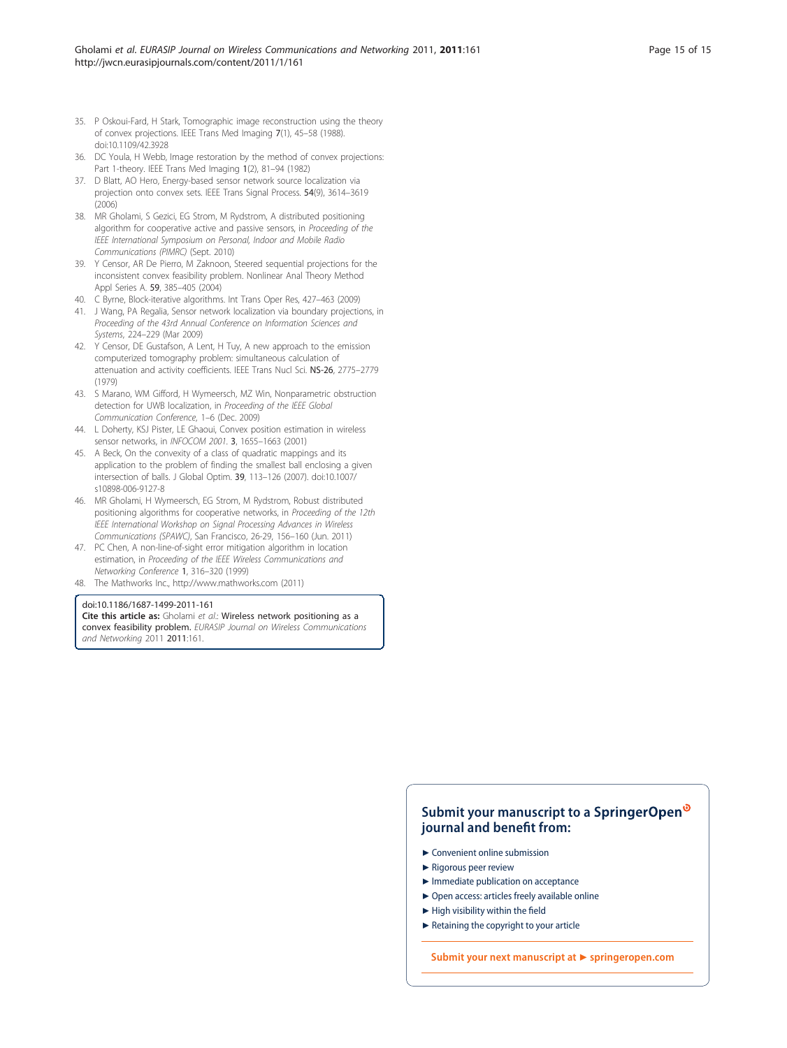35. P Oskoui-Fard, H Stark, Tomographic image reconstruction using the theory of convex projections. IEEE Trans Med Imaging **7**(1), 45–58 (1988). doi:10.1109/42.3928
36. DC Youla, H Webb, Image restoration by the method of convex projections: Part 1-theory. IEEE Trans Med Imaging **1**(2), 81–94 (1982)
37. D Blatt, AO Hero, Energy-based sensor network source localization via projection onto convex sets. IEEE Trans Signal Process. **54**(9), 3614–3619 (2006)
38. MR Gholami, S Gezici, EG Strom, M Rydstrom, A distributed positioning algorithm for cooperative active and passive sensors, in *Proceeding of the IEEE International Symposium on Personal, Indoor and Mobile Radio Communications (PIMRC)* (Sept. 2010)
39. Y Censor, AR De Pierro, M Zaknoon, Steered sequential projections for the inconsistent convex feasibility problem. Nonlinear Anal Theory Method Appl Series A. **59**, 385–405 (2004)
40. C Byrne, Block-iterative algorithms. Int Trans Oper Res, 427–463 (2009)
41. J Wang, PA Regalia, Sensor network localization via boundary projections, in *Proceeding of the 43rd Annual Conference on Information Sciences and Systems*, 224–229 (Mar 2009)
42. Y Censor, DE Gustafson, A Lent, H Tuy, A new approach to the emission computerized tomography problem: simultaneous calculation of attenuation and activity coefficients. IEEE Trans Nucl Sci. **NS-26**, 2775–2779 (1979)
43. S Marano, WM Gifford, H Wymeersch, MZ Win, Nonparametric obstruction detection for UWB localization, in *Proceeding of the IEEE Global Communication Conference*, 1–6 (Dec. 2009)
44. L Doherty, KSJ Pister, LE Ghaoui, Convex position estimation in wireless sensor networks, in *INFOCOM 2001*. **3**, 1655–1663 (2001)
45. A Beck, On the convexity of a class of quadratic mappings and its application to the problem of finding the smallest ball enclosing a given intersection of balls. J Global Optim. **39**, 113–126 (2007). doi:10.1007/s10898-006-9127-8
46. MR Gholami, H Wymeersch, EG Strom, M Rydstrom, Robust distributed positioning algorithms for cooperative networks, in *Proceeding of the 12th IEEE International Workshop on Signal Processing Advances in Wireless Communications (SPAWC)*, San Francisco, 26-29, 156–160 (Jun. 2011)
47. PC Chen, A non-line-of-sight error mitigation algorithm in location estimation, in *Proceeding of the IEEE Wireless Communications and Networking Conference* **1**, 316–320 (1999)
48. The Mathworks Inc., http://www.mathworks.com (2011)

doi:10.1186/1687-1499-2011-161
**Cite this article as:** Gholami *et al.*: **Wireless network positioning as a convex feasibility problem.** *EURASIP Journal on Wireless Communications and Networking* 2011 **2011**:161.

**Submit your manuscript to a SpringerOpen journal and benefit from:**

- ► Convenient online submission
- ► Rigorous peer review
- ► Immediate publication on acceptance
- ► Open access: articles freely available online
- ► High visibility within the field
- ► Retaining the copyright to your article

**Submit your next manuscript at ► springeropen.com**